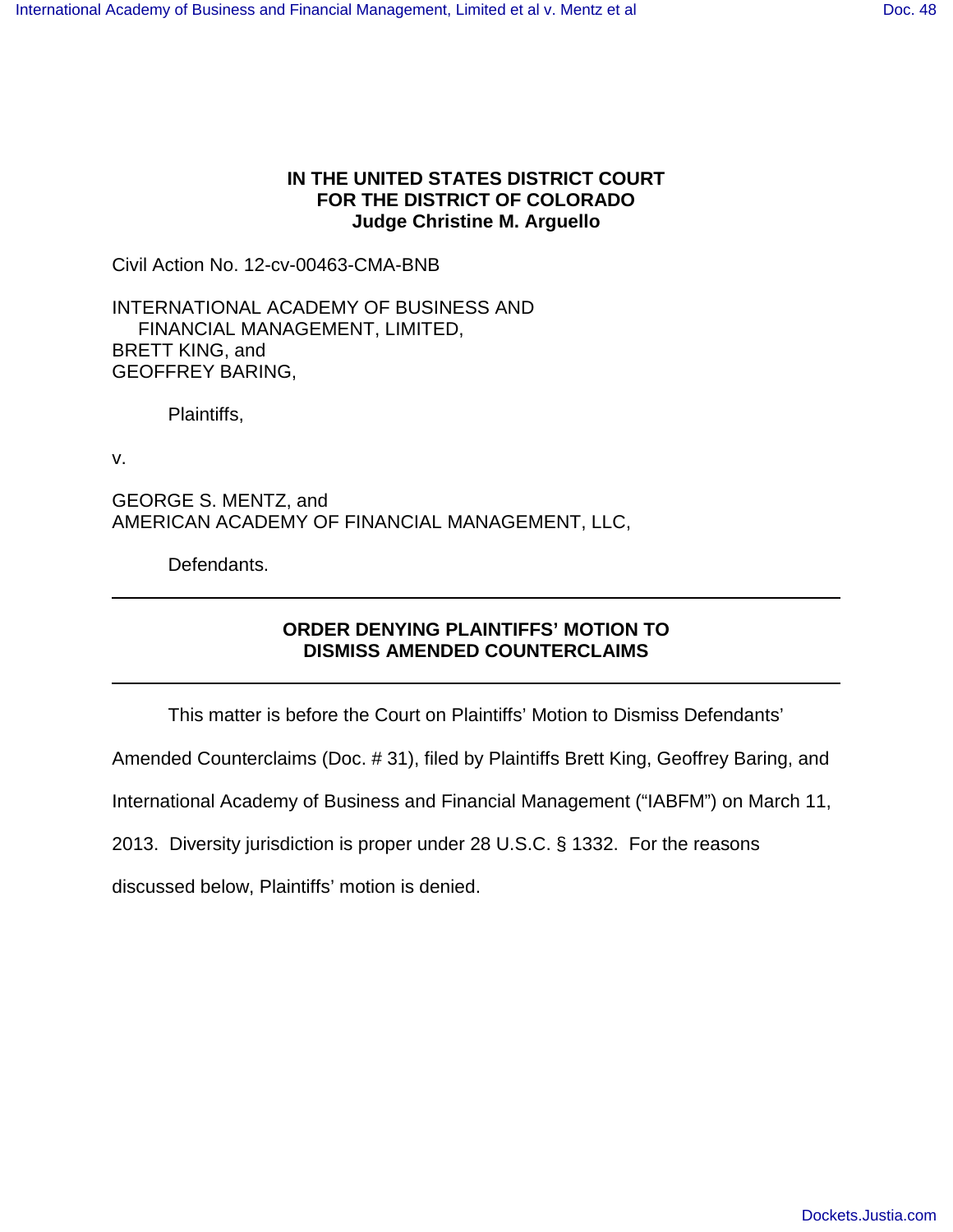**IN THE UNITED STATES DISTRICT COURT**
**FOR THE DISTRICT OF COLORADO**
**Judge Christine M. Arguello**

Civil Action No. 12-cv-00463-CMA-BNB

INTERNATIONAL ACADEMY OF BUSINESS AND
FINANCIAL MANAGEMENT, LIMITED,
BRETT KING, and
GEOFFREY BARING,

Plaintiffs,

v.

GEORGE S. MENTZ, and
AMERICAN ACADEMY OF FINANCIAL MANAGEMENT, LLC,

Defendants.

---

## ORDER DENYING PLAINTIFFS' MOTION TO DISMISS AMENDED COUNTERCLAIMS

---

This matter is before the Court on Plaintiffs' Motion to Dismiss Defendants' Amended Counterclaims (Doc. # 31), filed by Plaintiffs Brett King, Geoffrey Baring, and International Academy of Business and Financial Management ("IABFM") on March 11, 2013. Diversity jurisdiction is proper under 28 U.S.C. § 1332. For the reasons discussed below, Plaintiffs' motion is denied.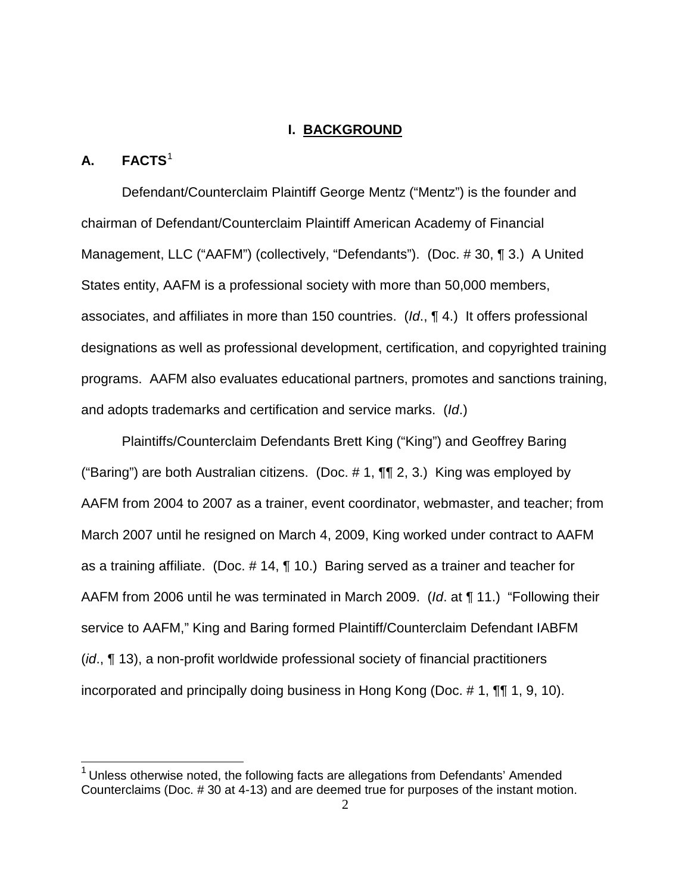## I. BACKGROUND

### A. FACTS[1]

Defendant/Counterclaim Plaintiff George Mentz ("Mentz") is the founder and chairman of Defendant/Counterclaim Plaintiff American Academy of Financial Management, LLC ("AAFM") (collectively, "Defendants"). (Doc. # 30, ¶ 3.) A United States entity, AAFM is a professional society with more than 50,000 members, associates, and affiliates in more than 150 countries. (*Id*., ¶ 4.) It offers professional designations as well as professional development, certification, and copyrighted training programs. AAFM also evaluates educational partners, promotes and sanctions training, and adopts trademarks and certification and service marks. (*Id*.)

Plaintiffs/Counterclaim Defendants Brett King ("King") and Geoffrey Baring ("Baring") are both Australian citizens. (Doc. # 1, ¶¶ 2, 3.) King was employed by AAFM from 2004 to 2007 as a trainer, event coordinator, webmaster, and teacher; from March 2007 until he resigned on March 4, 2009, King worked under contract to AAFM as a training affiliate. (Doc. # 14, ¶ 10.) Baring served as a trainer and teacher for AAFM from 2006 until he was terminated in March 2009. (*Id*. at ¶ 11.) "Following their service to AAFM," King and Baring formed Plaintiff/Counterclaim Defendant IABFM (*id*., ¶ 13), a non-profit worldwide professional society of financial practitioners incorporated and principally doing business in Hong Kong (Doc. # 1, ¶¶ 1, 9, 10).

---

[1] Unless otherwise noted, the following facts are allegations from Defendants' Amended Counterclaims (Doc. # 30 at 4-13) and are deemed true for purposes of the instant motion.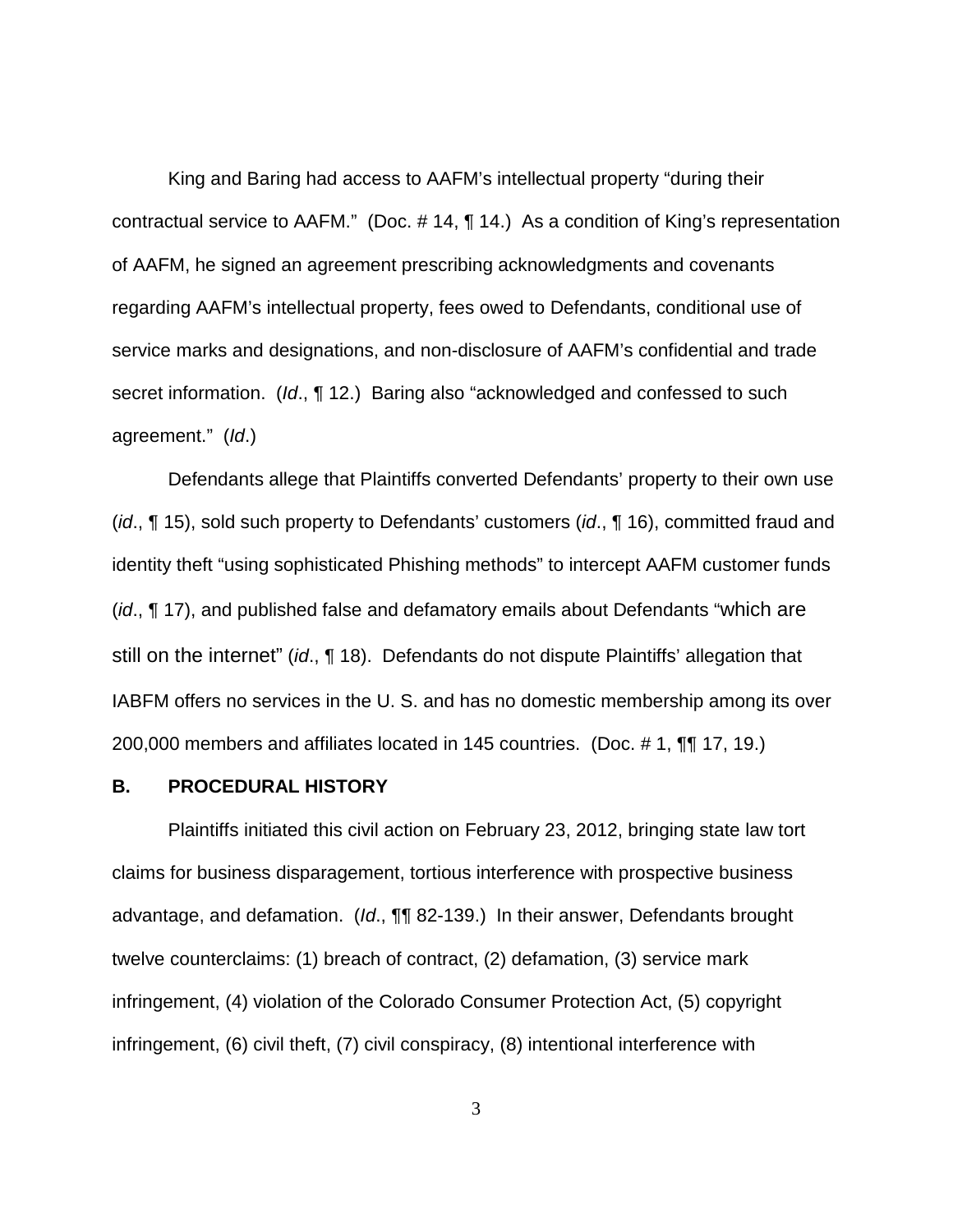King and Baring had access to AAFM's intellectual property "during their contractual service to AAFM." (Doc. # 14, ¶ 14.) As a condition of King's representation of AAFM, he signed an agreement prescribing acknowledgments and covenants regarding AAFM's intellectual property, fees owed to Defendants, conditional use of service marks and designations, and non-disclosure of AAFM's confidential and trade secret information. (*Id*., ¶ 12.) Baring also "acknowledged and confessed to such agreement." (*Id*.)

Defendants allege that Plaintiffs converted Defendants' property to their own use (*id*., ¶ 15), sold such property to Defendants' customers (*id*., ¶ 16), committed fraud and identity theft "using sophisticated Phishing methods" to intercept AAFM customer funds (*id*., ¶ 17), and published false and defamatory emails about Defendants "which are still on the internet" (*id*., ¶ 18). Defendants do not dispute Plaintiffs' allegation that IABFM offers no services in the U. S. and has no domestic membership among its over 200,000 members and affiliates located in 145 countries. (Doc. # 1, ¶¶ 17, 19.)

### B. PROCEDURAL HISTORY

Plaintiffs initiated this civil action on February 23, 2012, bringing state law tort claims for business disparagement, tortious interference with prospective business advantage, and defamation. (*Id*., ¶¶ 82-139.) In their answer, Defendants brought twelve counterclaims: (1) breach of contract, (2) defamation, (3) service mark infringement, (4) violation of the Colorado Consumer Protection Act, (5) copyright infringement, (6) civil theft, (7) civil conspiracy, (8) intentional interference with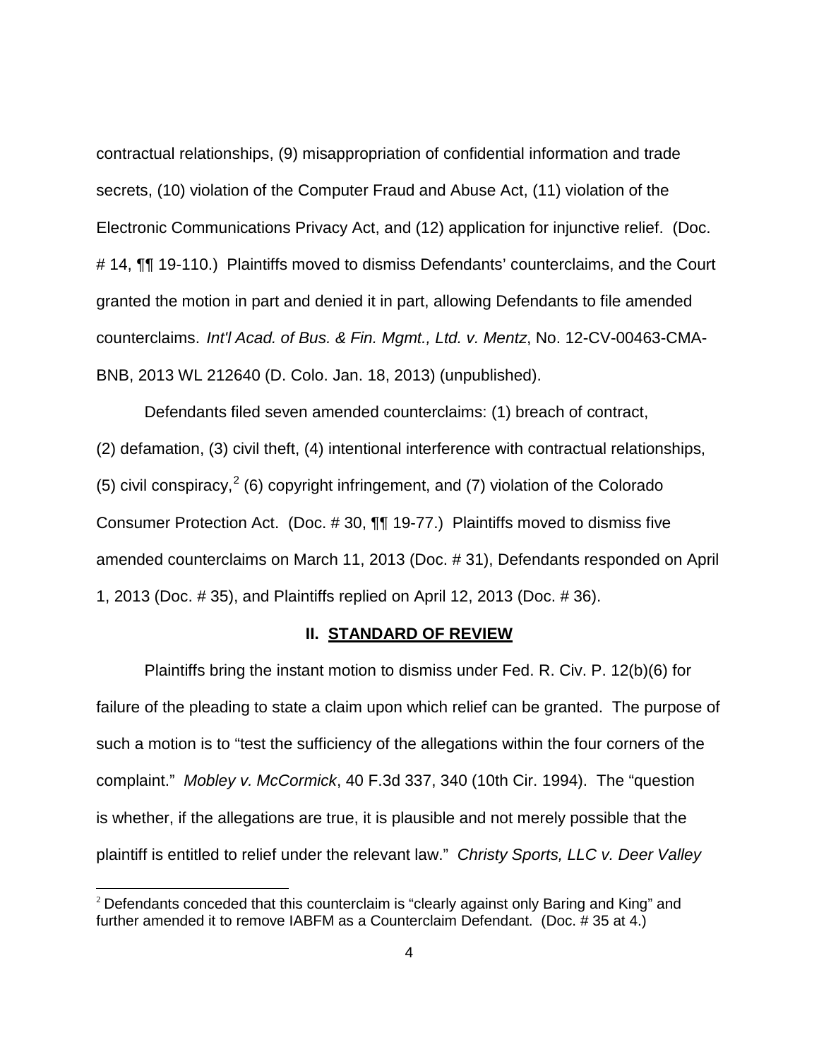contractual relationships, (9) misappropriation of confidential information and trade secrets, (10) violation of the Computer Fraud and Abuse Act, (11) violation of the Electronic Communications Privacy Act, and (12) application for injunctive relief. (Doc. # 14, ¶¶ 19-110.) Plaintiffs moved to dismiss Defendants' counterclaims, and the Court granted the motion in part and denied it in part, allowing Defendants to file amended counterclaims. *Int'l Acad. of Bus. & Fin. Mgmt., Ltd. v. Mentz*, No. 12-CV-00463-CMA-BNB, 2013 WL 212640 (D. Colo. Jan. 18, 2013) (unpublished).

Defendants filed seven amended counterclaims: (1) breach of contract, (2) defamation, (3) civil theft, (4) intentional interference with contractual relationships, (5) civil conspiracy,[2] (6) copyright infringement, and (7) violation of the Colorado Consumer Protection Act. (Doc. # 30, ¶¶ 19-77.) Plaintiffs moved to dismiss five amended counterclaims on March 11, 2013 (Doc. # 31), Defendants responded on April 1, 2013 (Doc. # 35), and Plaintiffs replied on April 12, 2013 (Doc. # 36).

## II. STANDARD OF REVIEW

Plaintiffs bring the instant motion to dismiss under Fed. R. Civ. P. 12(b)(6) for failure of the pleading to state a claim upon which relief can be granted. The purpose of such a motion is to "test the sufficiency of the allegations within the four corners of the complaint." *Mobley v. McCormick*, 40 F.3d 337, 340 (10th Cir. 1994). The "question is whether, if the allegations are true, it is plausible and not merely possible that the plaintiff is entitled to relief under the relevant law." *Christy Sports, LLC v. Deer Valley*

[2] Defendants conceded that this counterclaim is "clearly against only Baring and King" and further amended it to remove IABFM as a Counterclaim Defendant. (Doc. # 35 at 4.)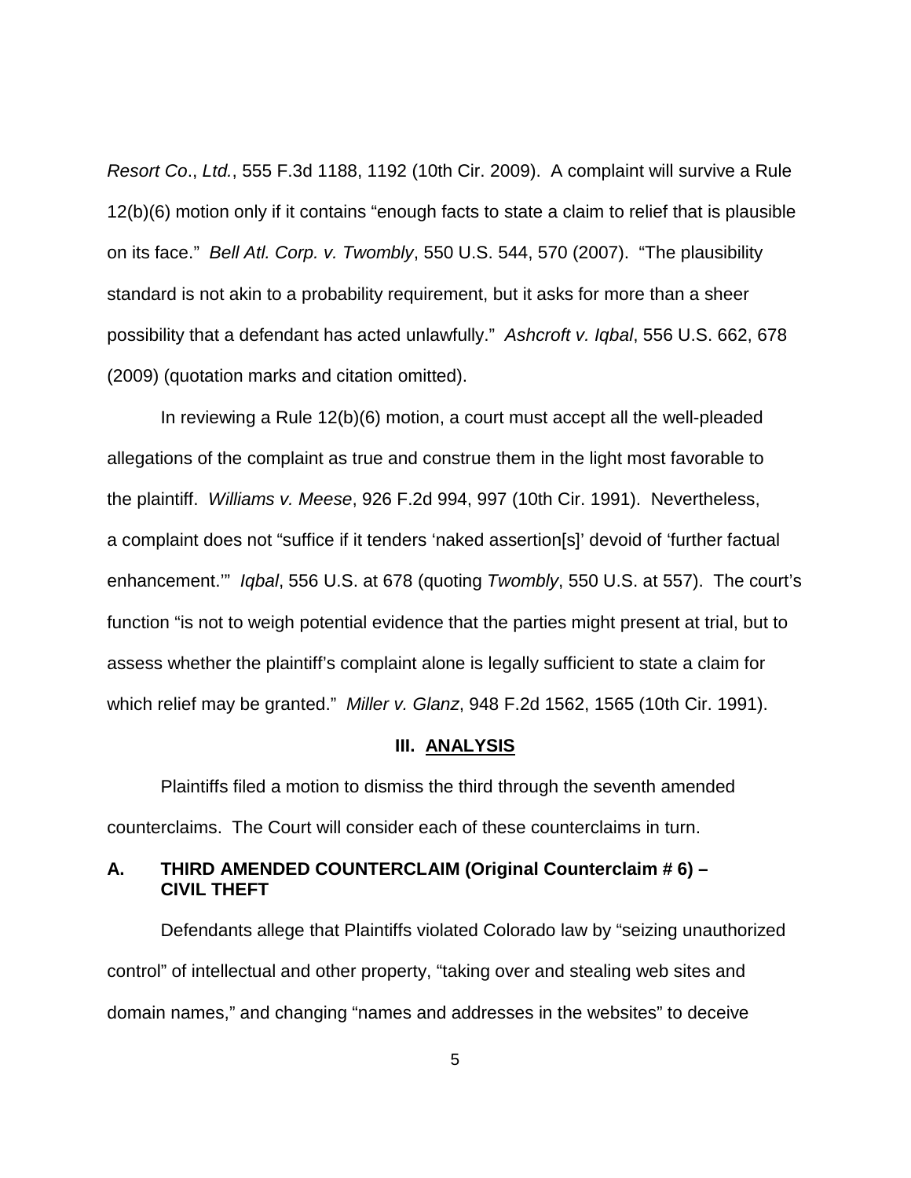*Resort Co*., *Ltd.*, 555 F.3d 1188, 1192 (10th Cir. 2009). A complaint will survive a Rule 12(b)(6) motion only if it contains "enough facts to state a claim to relief that is plausible on its face." *Bell Atl. Corp. v. Twombly*, 550 U.S. 544, 570 (2007). "The plausibility standard is not akin to a probability requirement, but it asks for more than a sheer possibility that a defendant has acted unlawfully." *Ashcroft v. Iqbal*, 556 U.S. 662, 678 (2009) (quotation marks and citation omitted).

In reviewing a Rule 12(b)(6) motion, a court must accept all the well-pleaded allegations of the complaint as true and construe them in the light most favorable to the plaintiff. *Williams v. Meese*, 926 F.2d 994, 997 (10th Cir. 1991). Nevertheless, a complaint does not "suffice if it tenders 'naked assertion[s]' devoid of 'further factual enhancement.'" *Iqbal*, 556 U.S. at 678 (quoting *Twombly*, 550 U.S. at 557). The court's function "is not to weigh potential evidence that the parties might present at trial, but to assess whether the plaintiff's complaint alone is legally sufficient to state a claim for which relief may be granted." *Miller v. Glanz*, 948 F.2d 1562, 1565 (10th Cir. 1991).

## III. ANALYSIS

Plaintiffs filed a motion to dismiss the third through the seventh amended counterclaims. The Court will consider each of these counterclaims in turn.

### A. THIRD AMENDED COUNTERCLAIM (Original Counterclaim # 6) – CIVIL THEFT

Defendants allege that Plaintiffs violated Colorado law by "seizing unauthorized control" of intellectual and other property, "taking over and stealing web sites and domain names," and changing "names and addresses in the websites" to deceive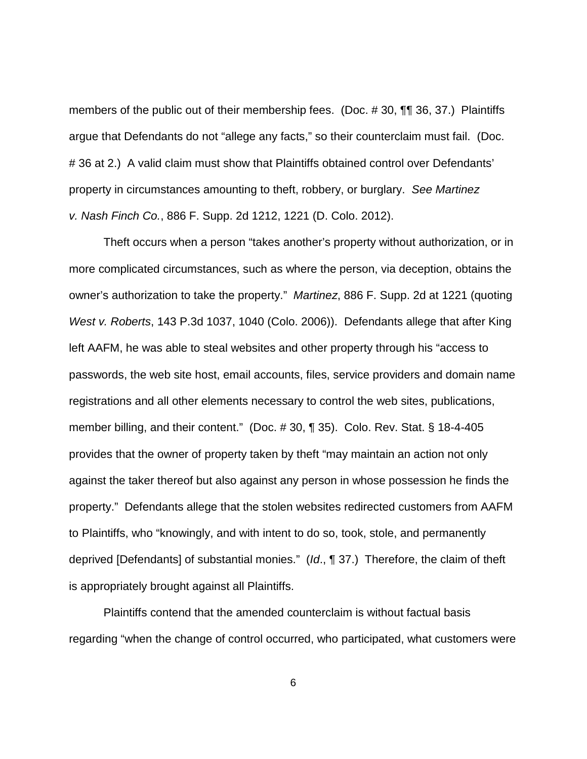members of the public out of their membership fees. (Doc. # 30, ¶¶ 36, 37.) Plaintiffs argue that Defendants do not "allege any facts," so their counterclaim must fail. (Doc. # 36 at 2.) A valid claim must show that Plaintiffs obtained control over Defendants' property in circumstances amounting to theft, robbery, or burglary. *See Martinez v. Nash Finch Co.*, 886 F. Supp. 2d 1212, 1221 (D. Colo. 2012).

Theft occurs when a person "takes another's property without authorization, or in more complicated circumstances, such as where the person, via deception, obtains the owner's authorization to take the property." *Martinez*, 886 F. Supp. 2d at 1221 (quoting *West v. Roberts*, 143 P.3d 1037, 1040 (Colo. 2006)). Defendants allege that after King left AAFM, he was able to steal websites and other property through his "access to passwords, the web site host, email accounts, files, service providers and domain name registrations and all other elements necessary to control the web sites, publications, member billing, and their content." (Doc. # 30, ¶ 35). Colo. Rev. Stat. § 18-4-405 provides that the owner of property taken by theft "may maintain an action not only against the taker thereof but also against any person in whose possession he finds the property." Defendants allege that the stolen websites redirected customers from AAFM to Plaintiffs, who "knowingly, and with intent to do so, took, stole, and permanently deprived [Defendants] of substantial monies." (*Id*., ¶ 37.) Therefore, the claim of theft is appropriately brought against all Plaintiffs.

Plaintiffs contend that the amended counterclaim is without factual basis regarding "when the change of control occurred, who participated, what customers were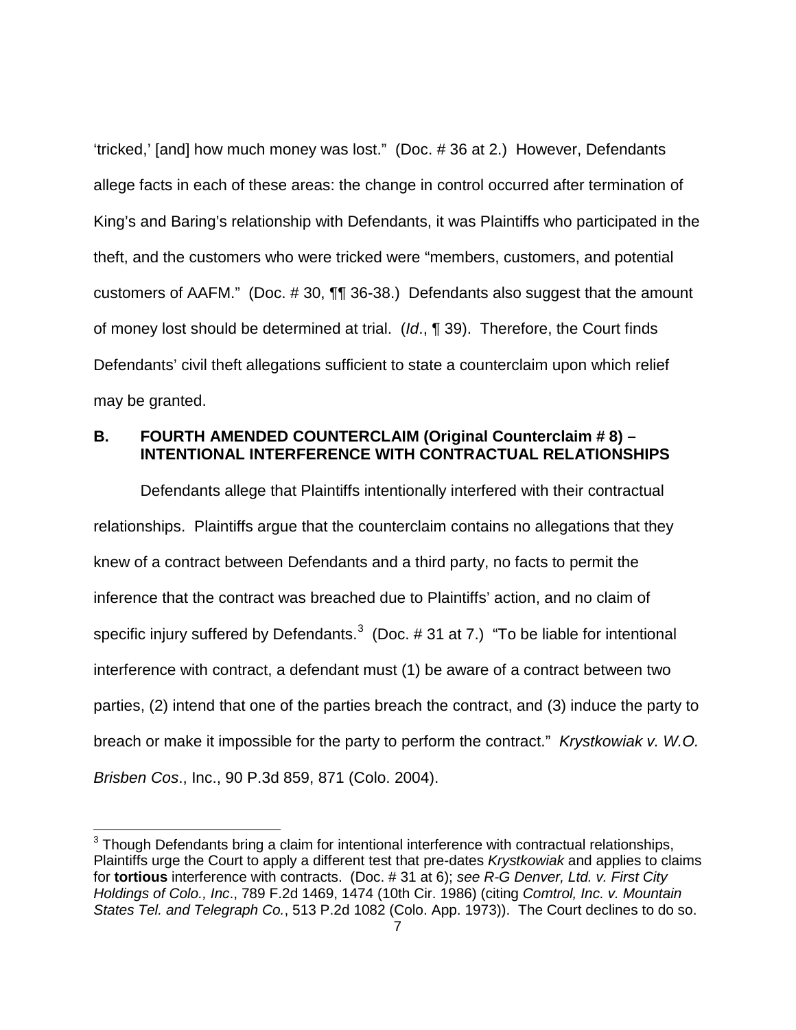'tricked,' [and] how much money was lost." (Doc. # 36 at 2.) However, Defendants allege facts in each of these areas: the change in control occurred after termination of King's and Baring's relationship with Defendants, it was Plaintiffs who participated in the theft, and the customers who were tricked were "members, customers, and potential customers of AAFM." (Doc. # 30, ¶¶ 36-38.) Defendants also suggest that the amount of money lost should be determined at trial. (*Id*., ¶ 39). Therefore, the Court finds Defendants' civil theft allegations sufficient to state a counterclaim upon which relief may be granted.

### B. FOURTH AMENDED COUNTERCLAIM (Original Counterclaim # 8) – INTENTIONAL INTERFERENCE WITH CONTRACTUAL RELATIONSHIPS

Defendants allege that Plaintiffs intentionally interfered with their contractual relationships. Plaintiffs argue that the counterclaim contains no allegations that they knew of a contract between Defendants and a third party, no facts to permit the inference that the contract was breached due to Plaintiffs' action, and no claim of specific injury suffered by Defendants.[3] (Doc. # 31 at 7.) "To be liable for intentional interference with contract, a defendant must (1) be aware of a contract between two parties, (2) intend that one of the parties breach the contract, and (3) induce the party to breach or make it impossible for the party to perform the contract." *Krystkowiak v. W.O. Brisben Cos*., Inc., 90 P.3d 859, 871 (Colo. 2004).

---

[3] Though Defendants bring a claim for intentional interference with contractual relationships, Plaintiffs urge the Court to apply a different test that pre-dates *Krystkowiak* and applies to claims for **tortious** interference with contracts. (Doc. # 31 at 6); *see R-G Denver, Ltd. v. First City Holdings of Colo., Inc*., 789 F.2d 1469, 1474 (10th Cir. 1986) (citing *Comtrol, Inc. v. Mountain States Tel. and Telegraph Co.*, 513 P.2d 1082 (Colo. App. 1973)). The Court declines to do so.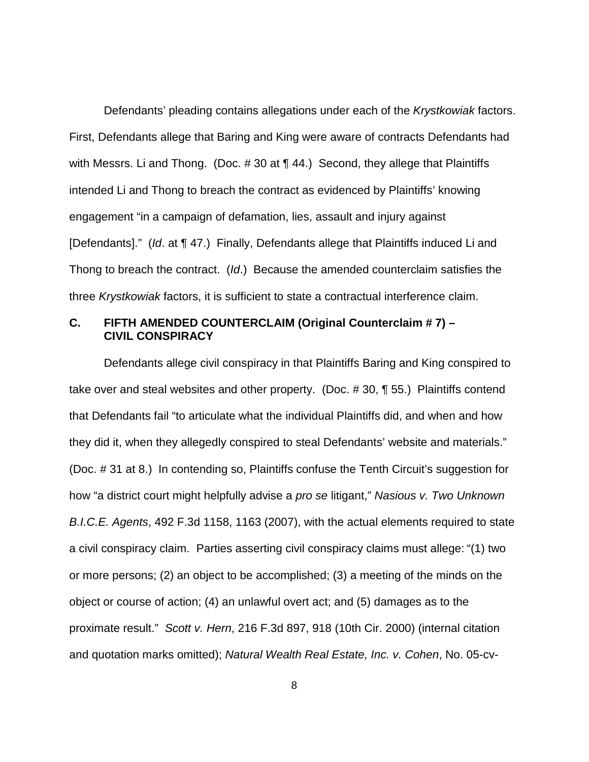Defendants' pleading contains allegations under each of the *Krystkowiak* factors. First, Defendants allege that Baring and King were aware of contracts Defendants had with Messrs. Li and Thong. (Doc. # 30 at ¶ 44.) Second, they allege that Plaintiffs intended Li and Thong to breach the contract as evidenced by Plaintiffs' knowing engagement "in a campaign of defamation, lies, assault and injury against [Defendants]." (*Id*. at ¶ 47.) Finally, Defendants allege that Plaintiffs induced Li and Thong to breach the contract. (*Id*.) Because the amended counterclaim satisfies the three *Krystkowiak* factors, it is sufficient to state a contractual interference claim.

### C. FIFTH AMENDED COUNTERCLAIM (Original Counterclaim # 7) – CIVIL CONSPIRACY

Defendants allege civil conspiracy in that Plaintiffs Baring and King conspired to take over and steal websites and other property. (Doc. # 30, ¶ 55.) Plaintiffs contend that Defendants fail "to articulate what the individual Plaintiffs did, and when and how they did it, when they allegedly conspired to steal Defendants' website and materials." (Doc. # 31 at 8.) In contending so, Plaintiffs confuse the Tenth Circuit's suggestion for how "a district court might helpfully advise a *pro se* litigant," *Nasious v. Two Unknown B.I.C.E. Agents*, 492 F.3d 1158, 1163 (2007), with the actual elements required to state a civil conspiracy claim. Parties asserting civil conspiracy claims must allege: "(1) two or more persons; (2) an object to be accomplished; (3) a meeting of the minds on the object or course of action; (4) an unlawful overt act; and (5) damages as to the proximate result." *Scott v. Hern*, 216 F.3d 897, 918 (10th Cir. 2000) (internal citation and quotation marks omitted); *Natural Wealth Real Estate, Inc. v. Cohen*, No. 05-cv-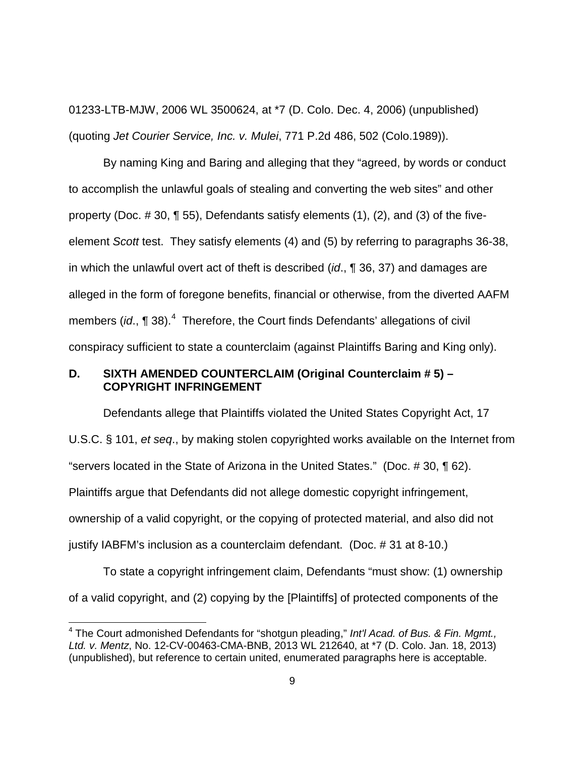01233-LTB-MJW, 2006 WL 3500624, at *7 (D. Colo. Dec. 4, 2006) (unpublished) (quoting *Jet Courier Service, Inc. v. Mulei*, 771 P.2d 486, 502 (Colo.1989)).

By naming King and Baring and alleging that they "agreed, by words or conduct to accomplish the unlawful goals of stealing and converting the web sites" and other property (Doc. # 30, ¶ 55), Defendants satisfy elements (1), (2), and (3) of the five-element *Scott* test. They satisfy elements (4) and (5) by referring to paragraphs 36-38, in which the unlawful overt act of theft is described (*id*., ¶ 36, 37) and damages are alleged in the form of foregone benefits, financial or otherwise, from the diverted AAFM members (*id*., ¶ 38).[4] Therefore, the Court finds Defendants' allegations of civil conspiracy sufficient to state a counterclaim (against Plaintiffs Baring and King only).

### D. SIXTH AMENDED COUNTERCLAIM (Original Counterclaim # 5) – COPYRIGHT INFRINGEMENT

Defendants allege that Plaintiffs violated the United States Copyright Act, 17 U.S.C. § 101, *et seq*., by making stolen copyrighted works available on the Internet from "servers located in the State of Arizona in the United States." (Doc. # 30, ¶ 62). Plaintiffs argue that Defendants did not allege domestic copyright infringement, ownership of a valid copyright, or the copying of protected material, and also did not justify IABFM's inclusion as a counterclaim defendant. (Doc. # 31 at 8-10.)

To state a copyright infringement claim, Defendants "must show: (1) ownership of a valid copyright, and (2) copying by the [Plaintiffs] of protected components of the

---

[4] The Court admonished Defendants for "shotgun pleading," *Int'l Acad. of Bus. & Fin. Mgmt., Ltd. v. Mentz*, No. 12-CV-00463-CMA-BNB, 2013 WL 212640, at *7 (D. Colo. Jan. 18, 2013) (unpublished), but reference to certain united, enumerated paragraphs here is acceptable.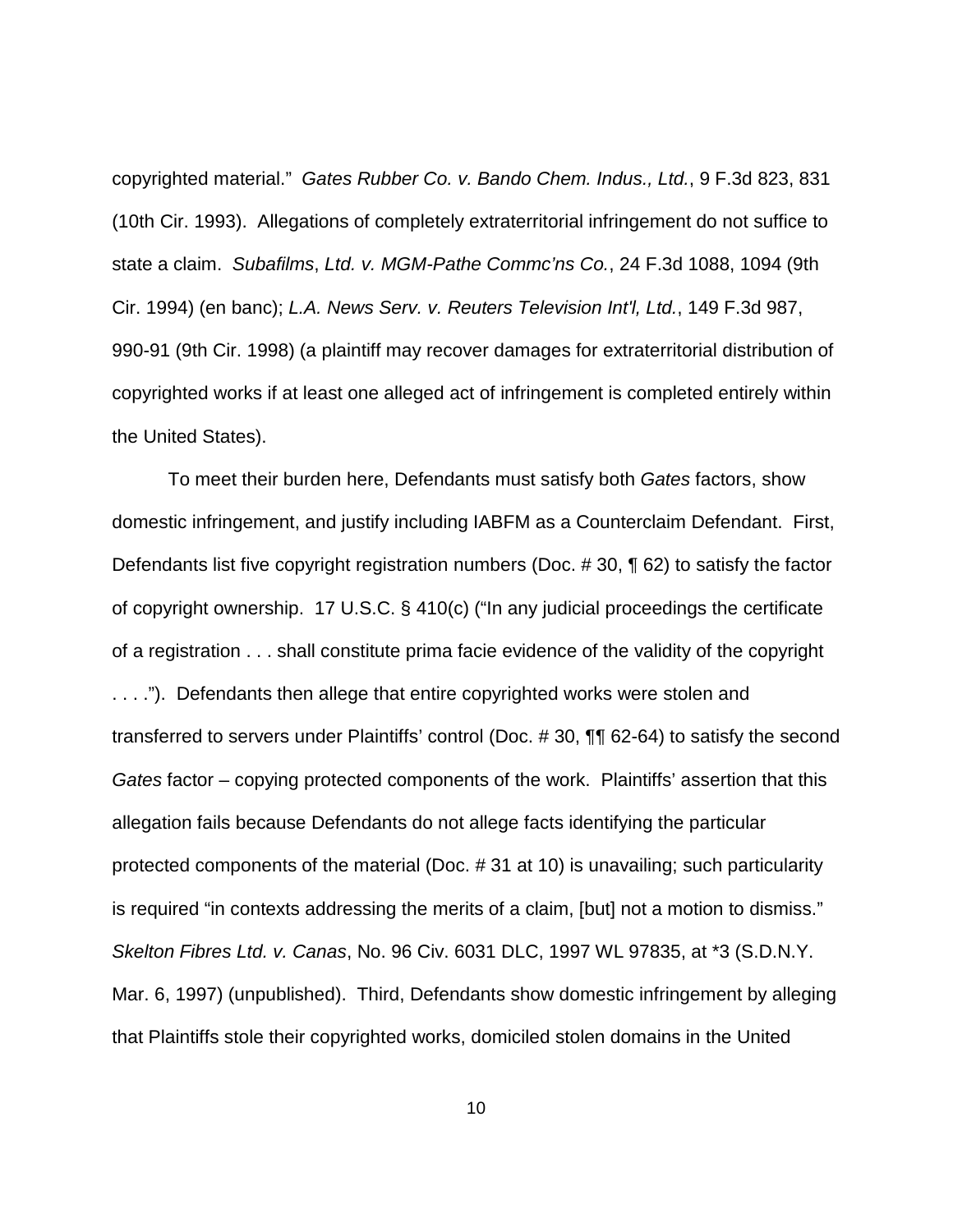copyrighted material." *Gates Rubber Co. v. Bando Chem. Indus., Ltd.*, 9 F.3d 823, 831 (10th Cir. 1993). Allegations of completely extraterritorial infringement do not suffice to state a claim. *Subafilms*, *Ltd. v. MGM-Pathe Commc'ns Co.*, 24 F.3d 1088, 1094 (9th Cir. 1994) (en banc); *L.A. News Serv. v. Reuters Television Int'l, Ltd.*, 149 F.3d 987, 990-91 (9th Cir. 1998) (a plaintiff may recover damages for extraterritorial distribution of copyrighted works if at least one alleged act of infringement is completed entirely within the United States).

To meet their burden here, Defendants must satisfy both *Gates* factors, show domestic infringement, and justify including IABFM as a Counterclaim Defendant. First, Defendants list five copyright registration numbers (Doc. # 30, ¶ 62) to satisfy the factor of copyright ownership. 17 U.S.C. § 410(c) ("In any judicial proceedings the certificate of a registration . . . shall constitute prima facie evidence of the validity of the copyright . . . ."). Defendants then allege that entire copyrighted works were stolen and transferred to servers under Plaintiffs' control (Doc. # 30, ¶¶ 62-64) to satisfy the second *Gates* factor – copying protected components of the work. Plaintiffs' assertion that this allegation fails because Defendants do not allege facts identifying the particular protected components of the material (Doc. # 31 at 10) is unavailing; such particularity is required "in contexts addressing the merits of a claim, [but] not a motion to dismiss." *Skelton Fibres Ltd. v. Canas*, No. 96 Civ. 6031 DLC, 1997 WL 97835, at *3 (S.D.N.Y. Mar. 6, 1997) (unpublished). Third, Defendants show domestic infringement by alleging that Plaintiffs stole their copyrighted works, domiciled stolen domains in the United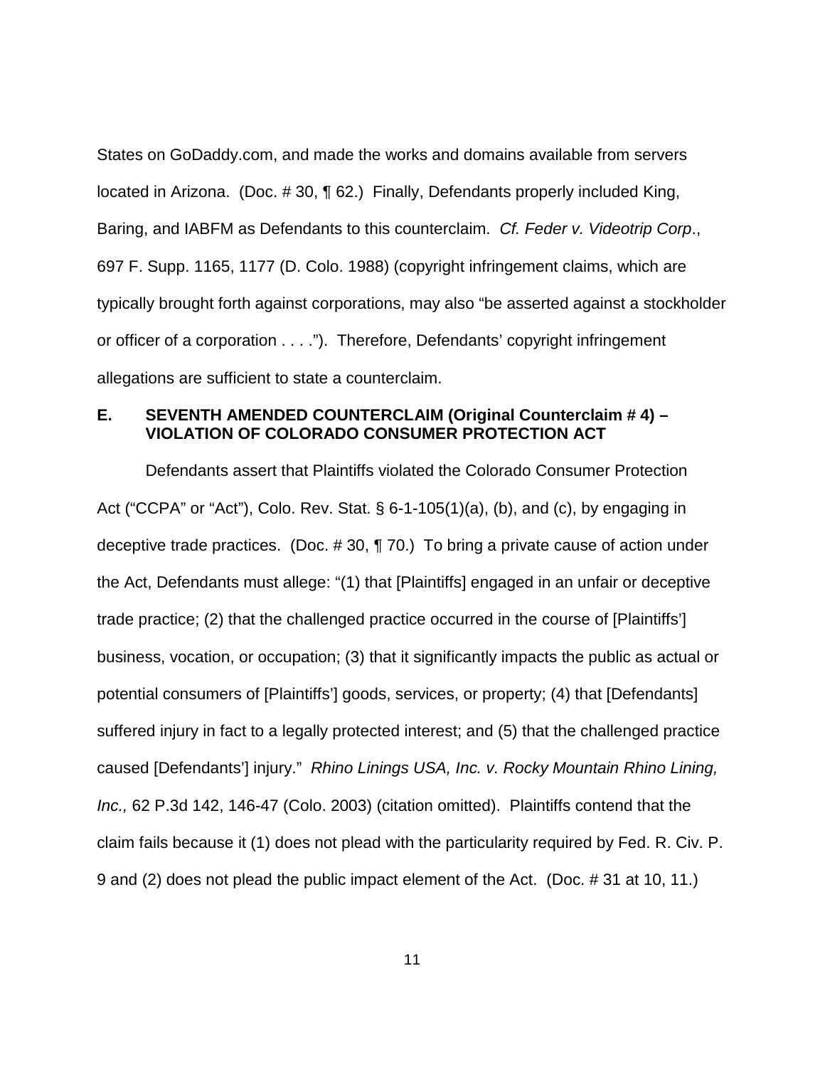States on GoDaddy.com, and made the works and domains available from servers located in Arizona. (Doc. # 30, ¶ 62.) Finally, Defendants properly included King, Baring, and IABFM as Defendants to this counterclaim. *Cf. Feder v. Videotrip Corp*., 697 F. Supp. 1165, 1177 (D. Colo. 1988) (copyright infringement claims, which are typically brought forth against corporations, may also "be asserted against a stockholder or officer of a corporation . . . ."). Therefore, Defendants' copyright infringement allegations are sufficient to state a counterclaim.

## E. SEVENTH AMENDED COUNTERCLAIM (Original Counterclaim # 4) – VIOLATION OF COLORADO CONSUMER PROTECTION ACT

Defendants assert that Plaintiffs violated the Colorado Consumer Protection Act ("CCPA" or "Act"), Colo. Rev. Stat. § 6-1-105(1)(a), (b), and (c), by engaging in deceptive trade practices. (Doc. # 30, ¶ 70.) To bring a private cause of action under the Act, Defendants must allege: "(1) that [Plaintiffs] engaged in an unfair or deceptive trade practice; (2) that the challenged practice occurred in the course of [Plaintiffs'] business, vocation, or occupation; (3) that it significantly impacts the public as actual or potential consumers of [Plaintiffs'] goods, services, or property; (4) that [Defendants] suffered injury in fact to a legally protected interest; and (5) that the challenged practice caused [Defendants'] injury." *Rhino Linings USA, Inc. v. Rocky Mountain Rhino Lining, Inc.,* 62 P.3d 142, 146-47 (Colo. 2003) (citation omitted). Plaintiffs contend that the claim fails because it (1) does not plead with the particularity required by Fed. R. Civ. P. 9 and (2) does not plead the public impact element of the Act. (Doc. # 31 at 10, 11.)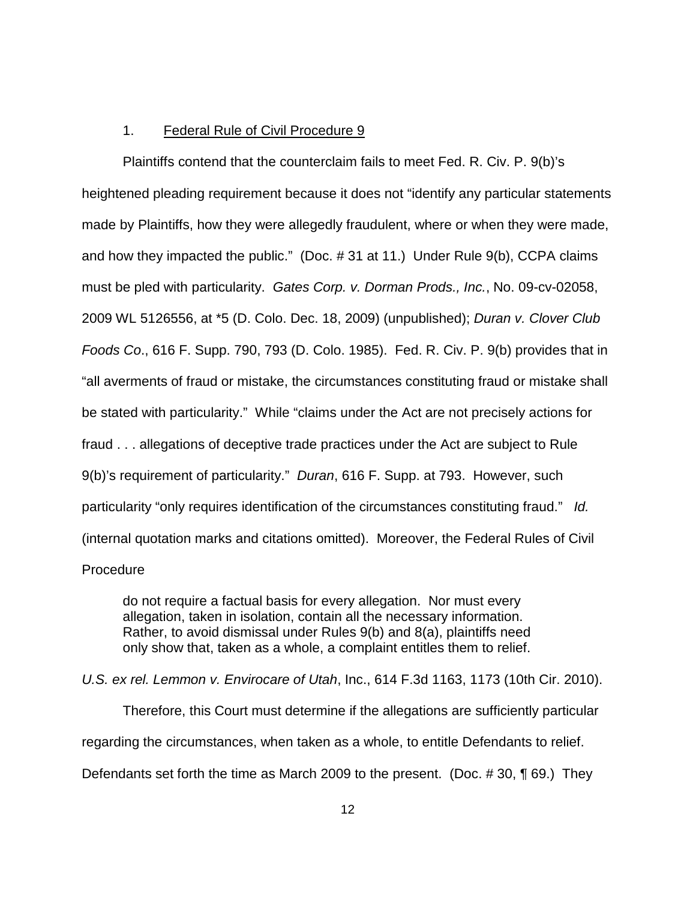1. <u>Federal Rule of Civil Procedure 9</u>

Plaintiffs contend that the counterclaim fails to meet Fed. R. Civ. P. 9(b)'s heightened pleading requirement because it does not "identify any particular statements made by Plaintiffs, how they were allegedly fraudulent, where or when they were made, and how they impacted the public." (Doc. # 31 at 11.) Under Rule 9(b), CCPA claims must be pled with particularity. *Gates Corp. v. Dorman Prods., Inc.*, No. 09-cv-02058, 2009 WL 5126556, at *5 (D. Colo. Dec. 18, 2009) (unpublished); *Duran v. Clover Club Foods Co*., 616 F. Supp. 790, 793 (D. Colo. 1985). Fed. R. Civ. P. 9(b) provides that in "all averments of fraud or mistake, the circumstances constituting fraud or mistake shall be stated with particularity." While "claims under the Act are not precisely actions for fraud . . . allegations of deceptive trade practices under the Act are subject to Rule 9(b)'s requirement of particularity." *Duran*, 616 F. Supp. at 793. However, such particularity "only requires identification of the circumstances constituting fraud." *Id.* (internal quotation marks and citations omitted). Moreover, the Federal Rules of Civil Procedure

> do not require a factual basis for every allegation. Nor must every allegation, taken in isolation, contain all the necessary information. Rather, to avoid dismissal under Rules 9(b) and 8(a), plaintiffs need only show that, taken as a whole, a complaint entitles them to relief.

*U.S. ex rel. Lemmon v. Envirocare of Utah*, Inc., 614 F.3d 1163, 1173 (10th Cir. 2010).

Therefore, this Court must determine if the allegations are sufficiently particular regarding the circumstances, when taken as a whole, to entitle Defendants to relief. Defendants set forth the time as March 2009 to the present. (Doc. # 30, ¶ 69.) They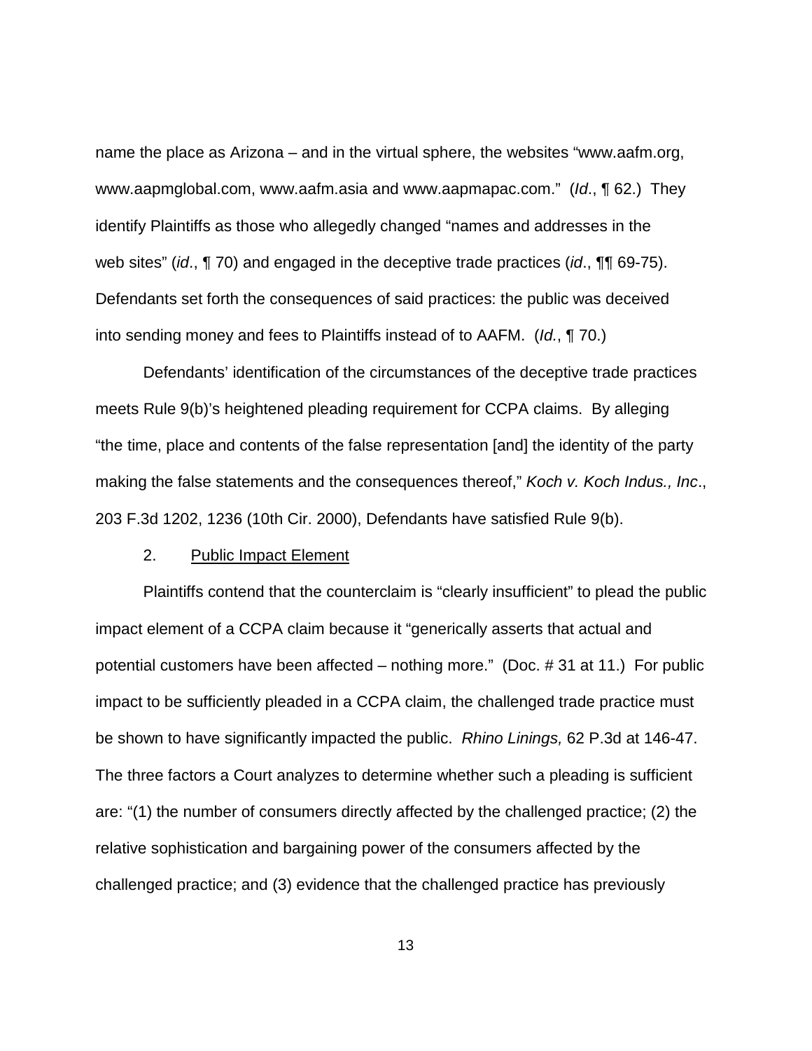name the place as Arizona – and in the virtual sphere, the websites "www.aafm.org, www.aapmglobal.com, www.aafm.asia and www.aapmapac.com." (*Id*., ¶ 62.) They identify Plaintiffs as those who allegedly changed "names and addresses in the web sites" (*id*., ¶ 70) and engaged in the deceptive trade practices (*id*., ¶¶ 69-75). Defendants set forth the consequences of said practices: the public was deceived into sending money and fees to Plaintiffs instead of to AAFM. (*Id.*, ¶ 70.)

Defendants' identification of the circumstances of the deceptive trade practices meets Rule 9(b)'s heightened pleading requirement for CCPA claims. By alleging "the time, place and contents of the false representation [and] the identity of the party making the false statements and the consequences thereof," *Koch v. Koch Indus., Inc*., 203 F.3d 1202, 1236 (10th Cir. 2000), Defendants have satisfied Rule 9(b).

2. <u>Public Impact Element</u>

Plaintiffs contend that the counterclaim is "clearly insufficient" to plead the public impact element of a CCPA claim because it "generically asserts that actual and potential customers have been affected – nothing more." (Doc. # 31 at 11.) For public impact to be sufficiently pleaded in a CCPA claim, the challenged trade practice must be shown to have significantly impacted the public. *Rhino Linings,* 62 P.3d at 146-47. The three factors a Court analyzes to determine whether such a pleading is sufficient are: "(1) the number of consumers directly affected by the challenged practice; (2) the relative sophistication and bargaining power of the consumers affected by the challenged practice; and (3) evidence that the challenged practice has previously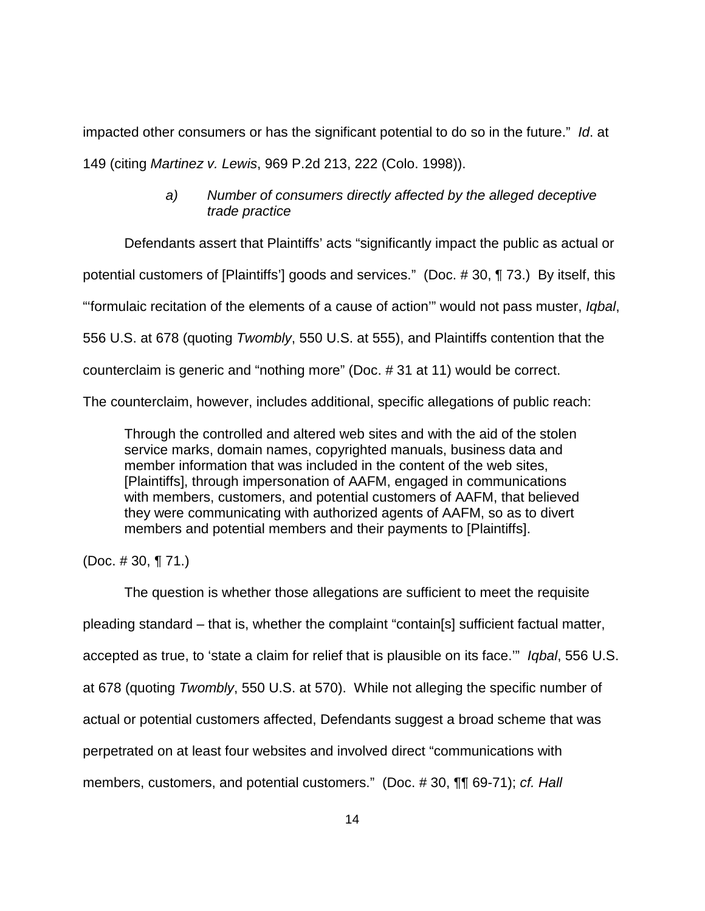impacted other consumers or has the significant potential to do so in the future." *Id*. at 149 (citing *Martinez v. Lewis*, 969 P.2d 213, 222 (Colo. 1998)).

*a) Number of consumers directly affected by the alleged deceptive trade practice*

Defendants assert that Plaintiffs' acts "significantly impact the public as actual or potential customers of [Plaintiffs'] goods and services." (Doc. # 30, ¶ 73.) By itself, this "'formulaic recitation of the elements of a cause of action'" would not pass muster, *Iqbal*, 556 U.S. at 678 (quoting *Twombly*, 550 U.S. at 555), and Plaintiffs contention that the counterclaim is generic and "nothing more" (Doc. # 31 at 11) would be correct. The counterclaim, however, includes additional, specific allegations of public reach:

> Through the controlled and altered web sites and with the aid of the stolen service marks, domain names, copyrighted manuals, business data and member information that was included in the content of the web sites, [Plaintiffs], through impersonation of AAFM, engaged in communications with members, customers, and potential customers of AAFM, that believed they were communicating with authorized agents of AAFM, so as to divert members and potential members and their payments to [Plaintiffs].

(Doc. # 30, ¶ 71.)

The question is whether those allegations are sufficient to meet the requisite pleading standard – that is, whether the complaint "contain[s] sufficient factual matter, accepted as true, to 'state a claim for relief that is plausible on its face.'" *Iqbal*, 556 U.S. at 678 (quoting *Twombly*, 550 U.S. at 570). While not alleging the specific number of actual or potential customers affected, Defendants suggest a broad scheme that was perpetrated on at least four websites and involved direct "communications with members, customers, and potential customers." (Doc. # 30, ¶¶ 69-71); *cf. Hall*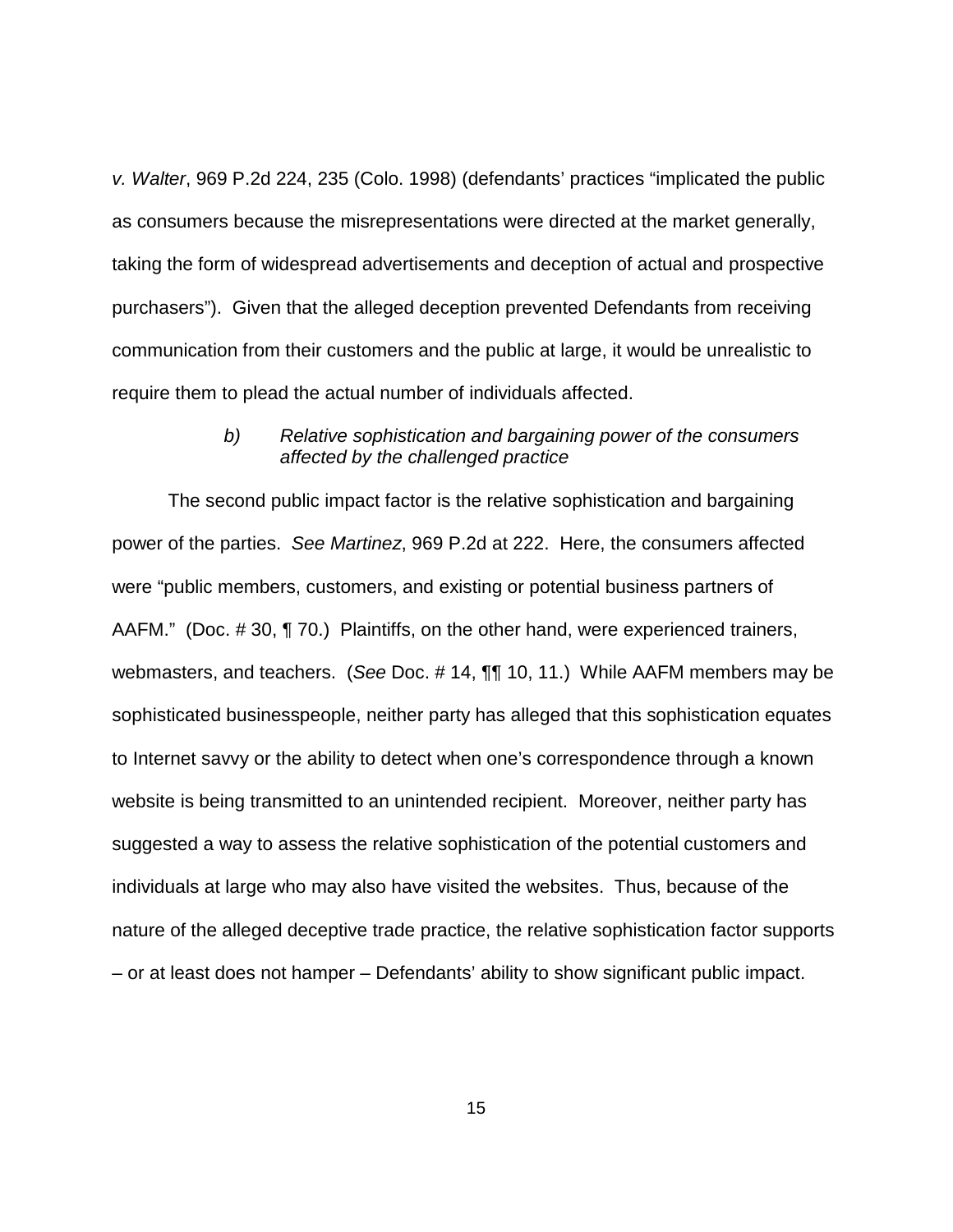*v. Walter*, 969 P.2d 224, 235 (Colo. 1998) (defendants' practices "implicated the public as consumers because the misrepresentations were directed at the market generally, taking the form of widespread advertisements and deception of actual and prospective purchasers"). Given that the alleged deception prevented Defendants from receiving communication from their customers and the public at large, it would be unrealistic to require them to plead the actual number of individuals affected.

*b) Relative sophistication and bargaining power of the consumers affected by the challenged practice*

The second public impact factor is the relative sophistication and bargaining power of the parties. *See Martinez*, 969 P.2d at 222. Here, the consumers affected were "public members, customers, and existing or potential business partners of AAFM." (Doc. # 30, ¶ 70.) Plaintiffs, on the other hand, were experienced trainers, webmasters, and teachers. (*See* Doc. # 14, ¶¶ 10, 11.) While AAFM members may be sophisticated businesspeople, neither party has alleged that this sophistication equates to Internet savvy or the ability to detect when one's correspondence through a known website is being transmitted to an unintended recipient. Moreover, neither party has suggested a way to assess the relative sophistication of the potential customers and individuals at large who may also have visited the websites. Thus, because of the nature of the alleged deceptive trade practice, the relative sophistication factor supports – or at least does not hamper – Defendants' ability to show significant public impact.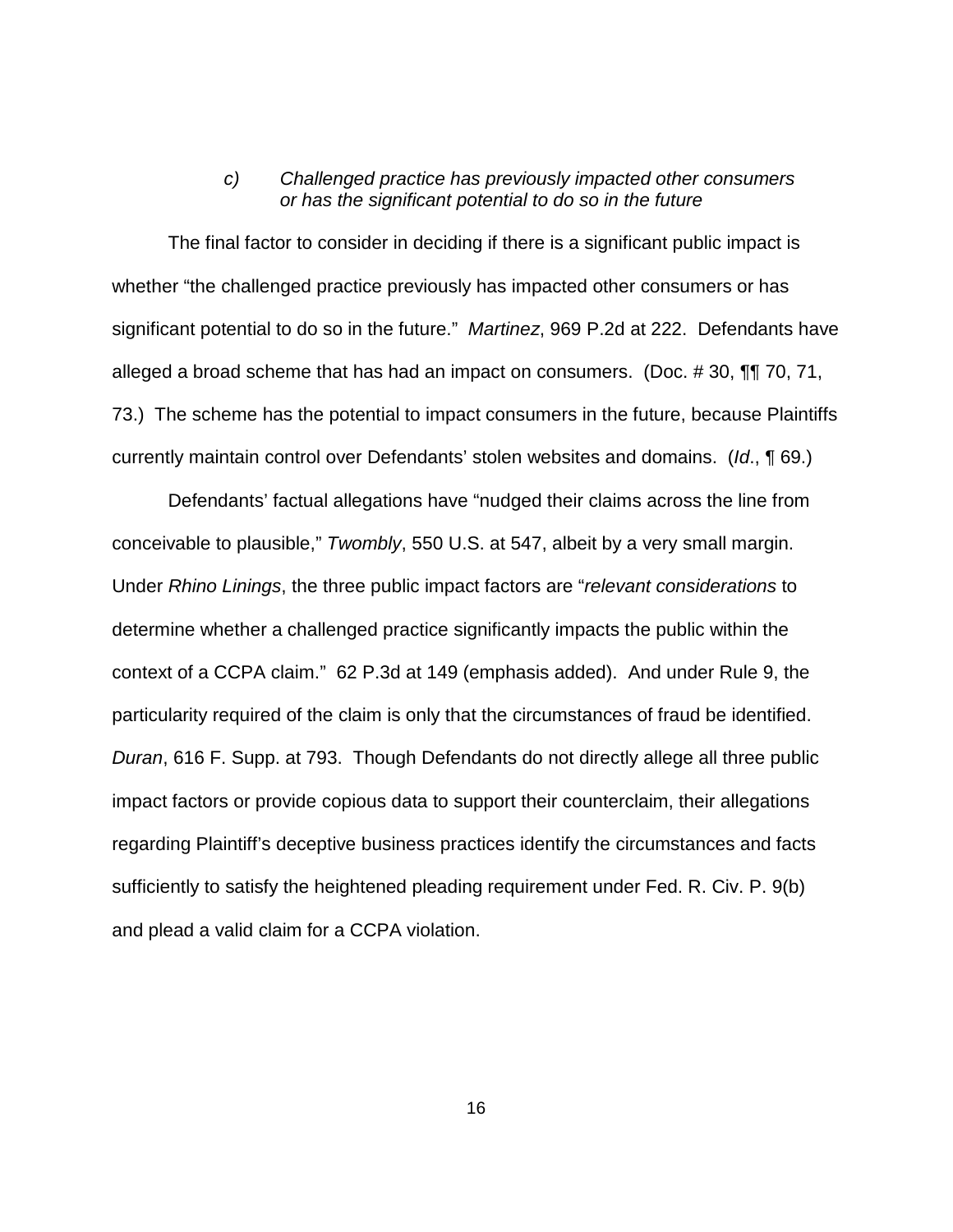*c) Challenged practice has previously impacted other consumers or has the significant potential to do so in the future*

The final factor to consider in deciding if there is a significant public impact is whether "the challenged practice previously has impacted other consumers or has significant potential to do so in the future." *Martinez*, 969 P.2d at 222. Defendants have alleged a broad scheme that has had an impact on consumers. (Doc. # 30, ¶¶ 70, 71, 73.) The scheme has the potential to impact consumers in the future, because Plaintiffs currently maintain control over Defendants' stolen websites and domains. (*Id*., ¶ 69.)

Defendants' factual allegations have "nudged their claims across the line from conceivable to plausible," *Twombly*, 550 U.S. at 547, albeit by a very small margin. Under *Rhino Linings*, the three public impact factors are "*relevant considerations* to determine whether a challenged practice significantly impacts the public within the context of a CCPA claim." 62 P.3d at 149 (emphasis added). And under Rule 9, the particularity required of the claim is only that the circumstances of fraud be identified. *Duran*, 616 F. Supp. at 793. Though Defendants do not directly allege all three public impact factors or provide copious data to support their counterclaim, their allegations regarding Plaintiff's deceptive business practices identify the circumstances and facts sufficiently to satisfy the heightened pleading requirement under Fed. R. Civ. P. 9(b) and plead a valid claim for a CCPA violation.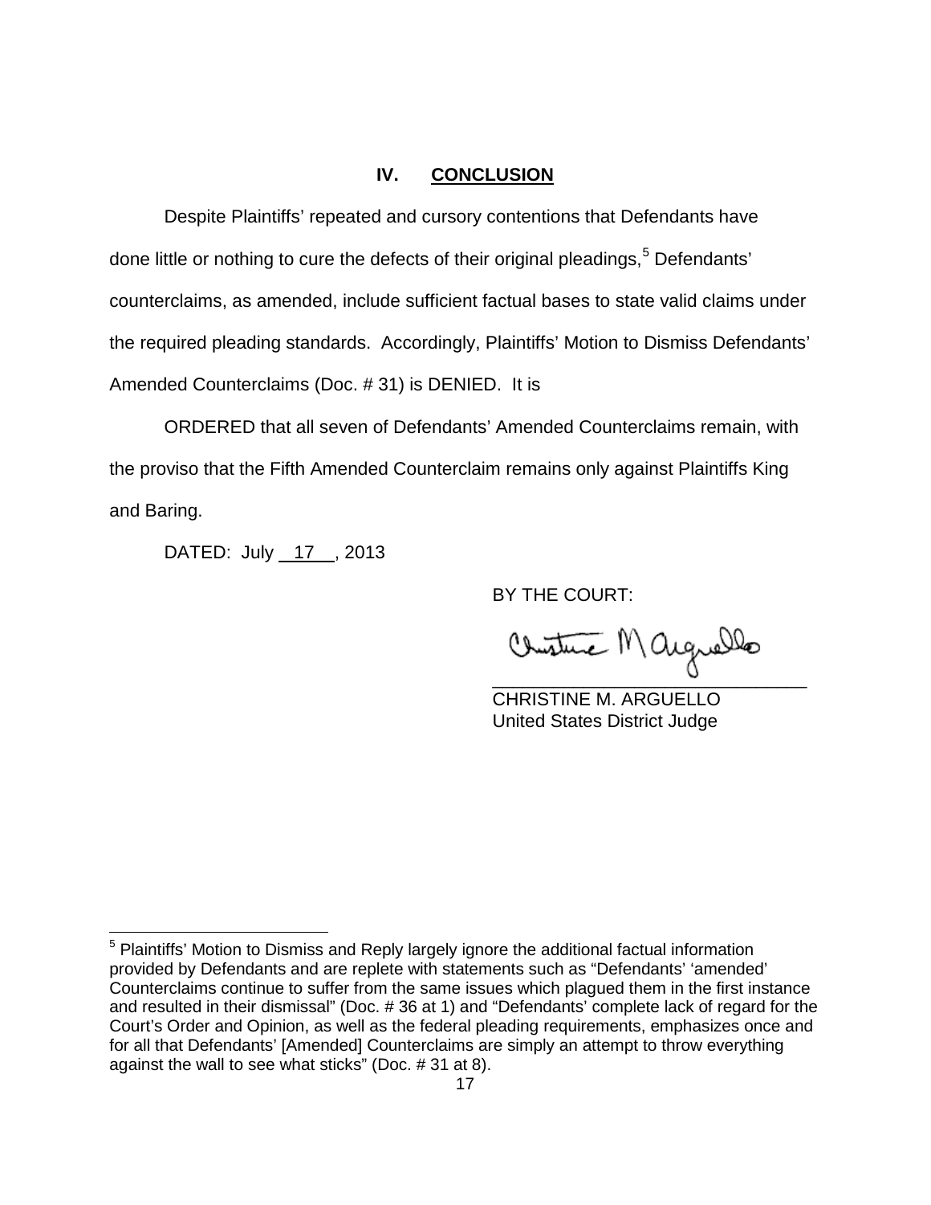## IV. CONCLUSION

Despite Plaintiffs' repeated and cursory contentions that Defendants have done little or nothing to cure the defects of their original pleadings,[5] Defendants' counterclaims, as amended, include sufficient factual bases to state valid claims under the required pleading standards. Accordingly, Plaintiffs' Motion to Dismiss Defendants' Amended Counterclaims (Doc. # 31) is DENIED. It is

ORDERED that all seven of Defendants' Amended Counterclaims remain, with the proviso that the Fifth Amended Counterclaim remains only against Plaintiffs King and Baring.

DATED: July 17, 2013

BY THE COURT:

CHRISTINE M. ARGUELLO
United States District Judge

[5] Plaintiffs' Motion to Dismiss and Reply largely ignore the additional factual information provided by Defendants and are replete with statements such as "Defendants' 'amended' Counterclaims continue to suffer from the same issues which plagued them in the first instance and resulted in their dismissal" (Doc. # 36 at 1) and "Defendants' complete lack of regard for the Court's Order and Opinion, as well as the federal pleading requirements, emphasizes once and for all that Defendants' [Amended] Counterclaims are simply an attempt to throw everything against the wall to see what sticks" (Doc. # 31 at 8).